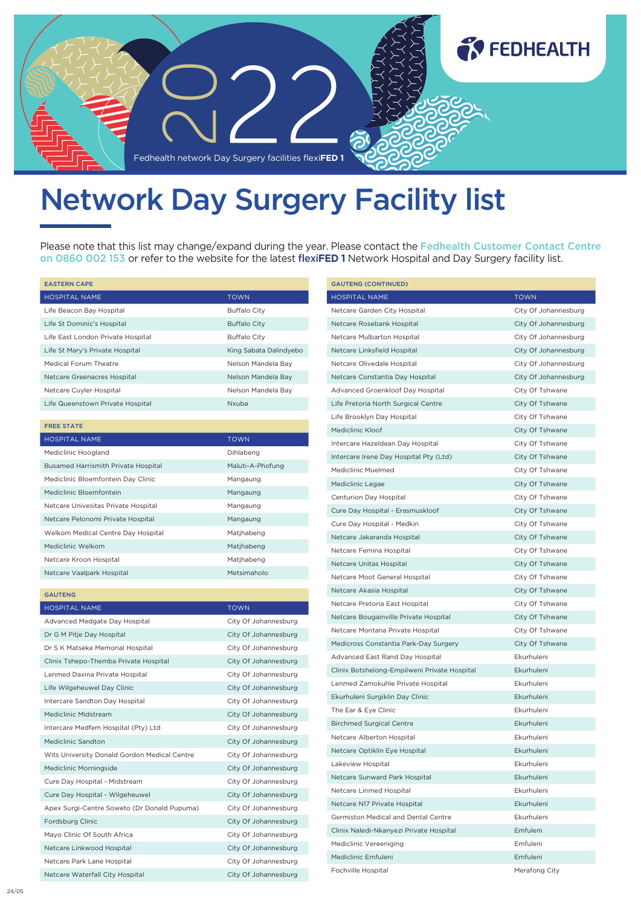FEDHEALTH

2022

Fedhealth network Day Surgery facilities flexiFED 1

# Network Day Surgery Facility list

Please note that this list may change/expand during the year. Please contact the Fedhealth Customer Contact Centre on 0860 002 153 or refer to the website for the latest **flexiFED 1** Network Hospital and Day Surgery facility list.

## EASTERN CAPE

| HOSPITAL NAME | TOWN |
|---|---|
| Life Beacon Bay Hospital | Buffalo City |
| Life St Dominic's Hospital | Buffalo City |
| Life East London Private Hospital | Buffalo City |
| Life St Mary's Private Hospital | King Sabata Dalindyebo |
| Medical Forum Theatre | Nelson Mandela Bay |
| Netcare Greenacres Hospital | Nelson Mandela Bay |
| Netcare Cuyler Hospital | Nelson Mandela Bay |
| Life Queenstown Private Hospital | Nxuba |

## FREE STATE

| HOSPITAL NAME | TOWN |
|---|---|
| Mediclinic Hoogland | Dihlabeng |
| Busamed Harrismith Private Hospital | Maluti-A-Phofung |
| Mediclinic Bloemfontein Day Clinic | Mangaung |
| Mediclinic Bloemfontein | Mangaung |
| Netcare Univesitas Private Hospital | Mangaung |
| Netcare Pelonomi Private Hospital | Mangaung |
| Welkom Medical Centre Day Hospital | Matjhabeng |
| Mediclinic Welkom | Matjhabeng |
| Netcare Kroon Hospital | Matjhabeng |
| Netcare Vaalpark Hospital | Metsimaholo |

## GAUTENG

| HOSPITAL NAME | TOWN |
|---|---|
| Advanced Medgate Day Hospital | City Of Johannesburg |
| Dr G M Pitje Day Hospital | City Of Johannesburg |
| Dr S K Matseke Memorial Hospital | City Of Johannesburg |
| Clinix Tshepo-Themba Private Hospital | City Of Johannesburg |
| Lenmed Daxina Private Hospital | City Of Johannesburg |
| Life Wilgeheuwel Day Clinic | City Of Johannesburg |
| Intercare Sandton Day Hospital | City Of Johannesburg |
| Mediclinic Midstream | City Of Johannesburg |
| Intercare Medfem Hospital (Pty) Ltd | City Of Johannesburg |
| Mediclinic Sandton | City Of Johannesburg |
| Wits University Donald Gordon Medical Centre | City Of Johannesburg |
| Mediclinic Morningside | City Of Johannesburg |
| Cure Day Hospital - Midstream | City Of Johannesburg |
| Cure Day Hospital - Wilgeheuwel | City Of Johannesburg |
| Apex Surgi-Centre Soweto (Dr Donald Pupuma) | City Of Johannesburg |
| Fordsburg Clinic | City Of Johannesburg |
| Mayo Clinic Of South Africa | City Of Johannesburg |
| Netcare Linkwood Hospital | City Of Johannesburg |
| Netcare Park Lane Hospital | City Of Johannesburg |
| Netcare Waterfall City Hospital | City Of Johannesburg |

## GAUTENG (CONTINUED)

| HOSPITAL NAME | TOWN |
|---|---|
| Netcare Garden City Hospital | City Of Johannesburg |
| Netcare Rosebank Hospital | City Of Johannesburg |
| Netcare Mulbarton Hospital | City Of Johannesburg |
| Netcare Linksfield Hospital | City Of Johannesburg |
| Netcare Olivedale Hospital | City Of Johannesburg |
| Netcare Constantia Day Hospital | City Of Johannesburg |
| Advanced Groenkloof Day Hospital | City Of Tshwane |
| Life Pretoria North Surgical Centre | City Of Tshwane |
| Life Brooklyn Day Hospital | City Of Tshwane |
| Mediclinic Kloof | City Of Tshwane |
| Intercare Hazeldean Day Hospital | City Of Tshwane |
| Intercare Irene Day Hospital Pty (Ltd) | City Of Tshwane |
| Mediclinic Muelmed | City Of Tshwane |
| Mediclinic Legae | City Of Tshwane |
| Centurion Day Hospital | City Of Tshwane |
| Cure Day Hospital - Erasmuskloof | City Of Tshwane |
| Cure Day Hospital - Medkin | City Of Tshwane |
| Netcare Jakaranda Hospital | City Of Tshwane |
| Netcare Femina Hospital | City Of Tshwane |
| Netcare Unitas Hospital | City Of Tshwane |
| Netcare Moot General Hospital | City Of Tshwane |
| Netcare Akasia Hospital | City Of Tshwane |
| Netcare Pretoria East Hospital | City Of Tshwane |
| Netcare Bougainville Private Hospital | City Of Tshwane |
| Netcare Montana Private Hospital | City Of Tshwane |
| Medicross Constantia Park-Day Surgery | City Of Tshwane |
| Advanced East Rand Day Hospital | Ekurhuleni |
| Clinix Botshelong-Empilweni Private Hospital | Ekurhuleni |
| Lenmed Zamokuhle Private Hospital | Ekurhuleni |
| Ekurhuleni Surgiklin Day Clinic | Ekurhuleni |
| The Ear & Eye Clinic | Ekurhuleni |
| Birchmed Surgical Centre | Ekurhuleni |
| Netcare Alberton Hospital | Ekurhuleni |
| Netcare Optiklin Eye Hospital | Ekurhuleni |
| Lakeview Hospital | Ekurhuleni |
| Netcare Sunward Park Hospital | Ekurhuleni |
| Netcare Linmed Hospital | Ekurhuleni |
| Netcare N17 Private Hospital | Ekurhuleni |
| Germiston Medical and Dental Centre | Ekurhuleni |
| Clinix Naledi-Nkanyezi Private Hospital | Emfuleni |
| Mediclinic Vereeniging | Emfuleni |
| Mediclinic Emfuleni | Emfuleni |
| Fochville Hospital | Merafong City |

24/05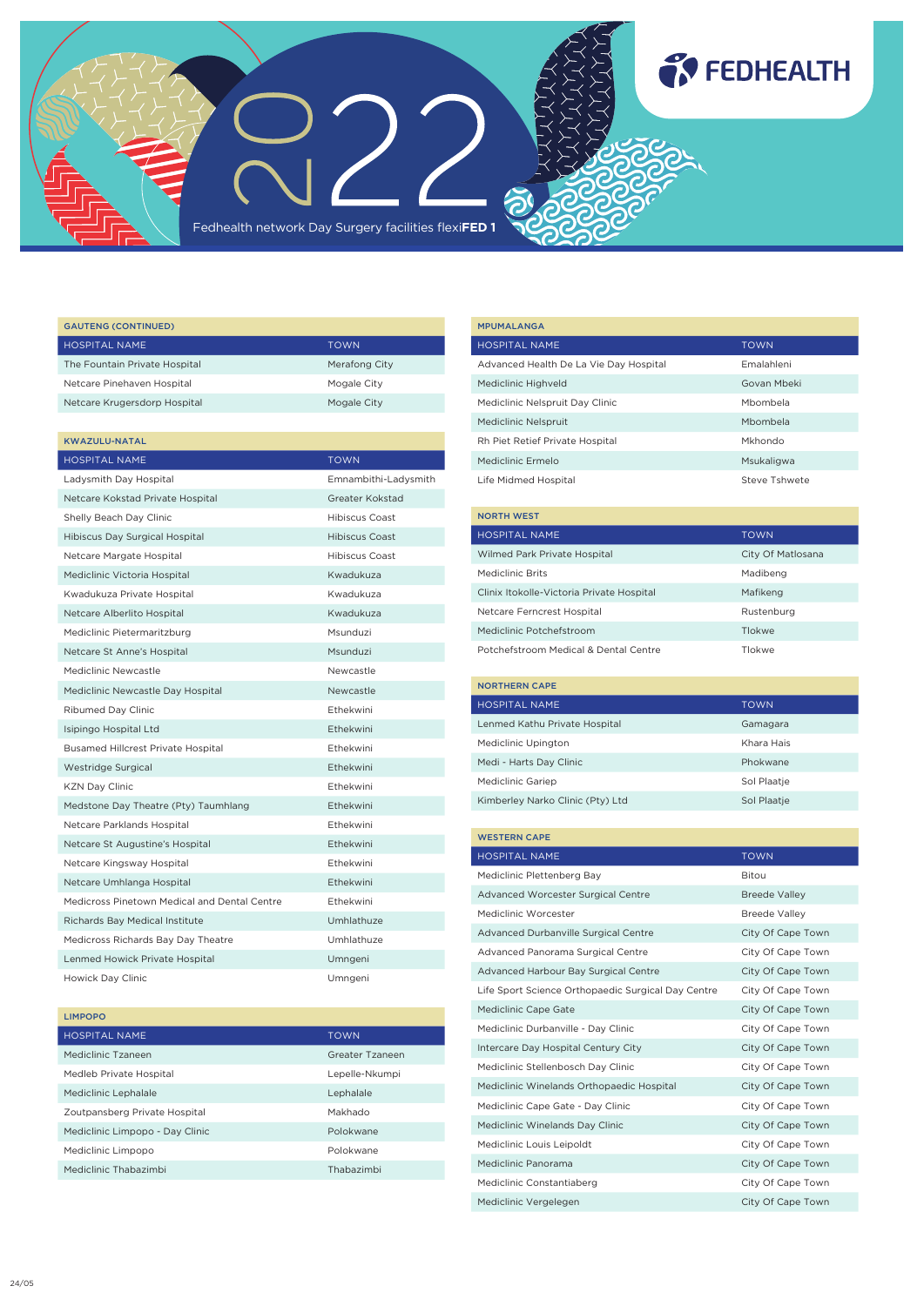# 2022

Fedhealth network Day Surgery facilities flexi**FED 1**

FEDHEALTH

## GAUTENG (CONTINUED)

| HOSPITAL NAME | TOWN |
|---|---|
| The Fountain Private Hospital | Merafong City |
| Netcare Pinehaven Hospital | Mogale City |
| Netcare Krugersdorp Hospital | Mogale City |

## KWAZULU-NATAL

| HOSPITAL NAME | TOWN |
|---|---|
| Ladysmith Day Hospital | Emnambithi-Ladysmith |
| Netcare Kokstad Private Hospital | Greater Kokstad |
| Shelly Beach Day Clinic | Hibiscus Coast |
| Hibiscus Day Surgical Hospital | Hibiscus Coast |
| Netcare Margate Hospital | Hibiscus Coast |
| Mediclinic Victoria Hospital | Kwadukuza |
| Kwadukuza Private Hospital | Kwadukuza |
| Netcare Alberlito Hospital | Kwadukuza |
| Mediclinic Pietermaritzburg | Msunduzi |
| Netcare St Anne's Hospital | Msunduzi |
| Mediclinic Newcastle | Newcastle |
| Mediclinic Newcastle Day Hospital | Newcastle |
| Ribumed Day Clinic | Ethekwini |
| Isipingo Hospital Ltd | Ethekwini |
| Busamed Hillcrest Private Hospital | Ethekwini |
| Westridge Surgical | Ethekwini |
| KZN Day Clinic | Ethekwini |
| Medstone Day Theatre (Pty) Taumhlang | Ethekwini |
| Netcare Parklands Hospital | Ethekwini |
| Netcare St Augustine's Hospital | Ethekwini |
| Netcare Kingsway Hospital | Ethekwini |
| Netcare Umhlanga Hospital | Ethekwini |
| Medicross Pinetown Medical and Dental Centre | Ethekwini |
| Richards Bay Medical Institute | Umhlathuze |
| Medicross Richards Bay Day Theatre | Umhlathuze |
| Lenmed Howick Private Hospital | Umngeni |
| Howick Day Clinic | Umngeni |

## LIMPOPO

| HOSPITAL NAME | TOWN |
|---|---|
| Mediclinic Tzaneen | Greater Tzaneen |
| Medleb Private Hospital | Lepelle-Nkumpi |
| Mediclinic Lephalale | Lephalale |
| Zoutpansberg Private Hospital | Makhado |
| Mediclinic Limpopo - Day Clinic | Polokwane |
| Mediclinic Limpopo | Polokwane |
| Mediclinic Thabazimbi | Thabazimbi |

## MPUMALANGA

| HOSPITAL NAME | TOWN |
|---|---|
| Advanced Health De La Vie Day Hospital | Emalahleni |
| Mediclinic Highveld | Govan Mbeki |
| Mediclinic Nelspruit Day Clinic | Mbombela |
| Mediclinic Nelspruit | Mbombela |
| Rh Piet Retief Private Hospital | Mkhondo |
| Mediclinic Ermelo | Msukaligwa |
| Life Midmed Hospital | Steve Tshwete |

## NORTH WEST

| HOSPITAL NAME | TOWN |
|---|---|
| Wilmed Park Private Hospital | City Of Matlosana |
| Mediclinic Brits | Madibeng |
| Clinix Itokolle-Victoria Private Hospital | Mafikeng |
| Netcare Ferncrest Hospital | Rustenburg |
| Mediclinic Potchefstroom | Tlokwe |
| Potchefstroom Medical & Dental Centre | Tlokwe |

## NORTHERN CAPE

| HOSPITAL NAME | TOWN |
|---|---|
| Lenmed Kathu Private Hospital | Gamagara |
| Mediclinic Upington | Khara Hais |
| Medi - Harts Day Clinic | Phokwane |
| Mediclinic Gariep | Sol Plaatje |
| Kimberley Narko Clinic (Pty) Ltd | Sol Plaatje |

## WESTERN CAPE

| HOSPITAL NAME | TOWN |
|---|---|
| Mediclinic Plettenberg Bay | Bitou |
| Advanced Worcester Surgical Centre | Breede Valley |
| Mediclinic Worcester | Breede Valley |
| Advanced Durbanville Surgical Centre | City Of Cape Town |
| Advanced Panorama Surgical Centre | City Of Cape Town |
| Advanced Harbour Bay Surgical Centre | City Of Cape Town |
| Life Sport Science Orthopaedic Surgical Day Centre | City Of Cape Town |
| Mediclinic Cape Gate | City Of Cape Town |
| Mediclinic Durbanville - Day Clinic | City Of Cape Town |
| Intercare Day Hospital Century City | City Of Cape Town |
| Mediclinic Stellenbosch Day Clinic | City Of Cape Town |
| Mediclinic Winelands Orthopaedic Hospital | City Of Cape Town |
| Mediclinic Cape Gate - Day Clinic | City Of Cape Town |
| Mediclinic Winelands Day Clinic | City Of Cape Town |
| Mediclinic Louis Leipoldt | City Of Cape Town |
| Mediclinic Panorama | City Of Cape Town |
| Mediclinic Constantiaberg | City Of Cape Town |
| Mediclinic Vergelegen | City Of Cape Town |

24/05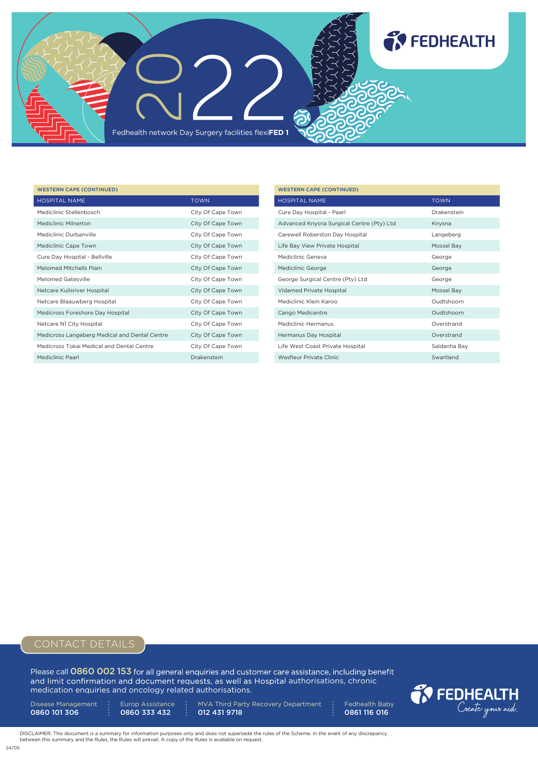# 2022

Fedhealth network Day Surgery facilities flexi**FED 1**

FEDHEALTH

| WESTERN CAPE (CONTINUED) | |
|---|---|
| HOSPITAL NAME | TOWN |
| Mediclinic Stellenbosch | City Of Cape Town |
| Mediclinic Milnerton | City Of Cape Town |
| Mediclinic Durbanville | City Of Cape Town |
| Mediclinic Cape Town | City Of Cape Town |
| Cure Day Hospital - Bellville | City Of Cape Town |
| Melomed Mitchells Plain | City Of Cape Town |
| Melomed Gatesville | City Of Cape Town |
| Netcare Kuilsriver Hospital | City Of Cape Town |
| Netcare Blaauwberg Hospital | City Of Cape Town |
| Medicross Foreshore Day Hospital | City Of Cape Town |
| Netcare N1 City Hospital | City Of Cape Town |
| Medicross Langeberg Medical and Dental Centre | City Of Cape Town |
| Medicross Tokai Medical and Dental Centre | City Of Cape Town |
| Mediclinic Paarl | Drakenstein |

| WESTERN CAPE (CONTINUED) | |
|---|---|
| HOSPITAL NAME | TOWN |
| Cure Day Hospital - Paarl | Drakenstein |
| Advanced Knysna Surgical Centre (Pty) Ltd | Knysna |
| Carewell Roberston Day Hospital | Langeberg |
| Life Bay View Private Hospital | Mossel Bay |
| Mediclinic Geneva | George |
| Mediclinic George | George |
| George Surgical Centre (Pty) Ltd | George |
| Vidamed Private Hospital | Mossel Bay |
| Mediclinic Klein Karoo | Oudtshoorn |
| Cango Medicentre | Oudtshoorn |
| Mediclinic Hermanus | Overstrand |
| Hermanus Day Hospital | Overstrand |
| Life West Coast Private Hospital | Saldanha Bay |
| Wesfleur Private Clinic | Swartland |

## CONTACT DETAILS

Please call **0860 002 153** for all general enquiries and customer care assistance, including benefit and limit confirmation and document requests, as well as Hospital authorisations, chronic medication enquiries and oncology related authorisations.

Disease Management **0860 101 306**

Europ Assistance **0860 333 432**

MVA Third Party Recovery Department **012 431 9718**

Fedhealth Baby **0861 116 016**

FEDHEALTH *Create your aid.*

DISCLAIMER: This document is a summary for information purposes only and does not supersede the rules of the Scheme. In the event of any discrepancy between this summary and the Rules, the Rules will prevail. A copy of the Rules is available on request.

24/05